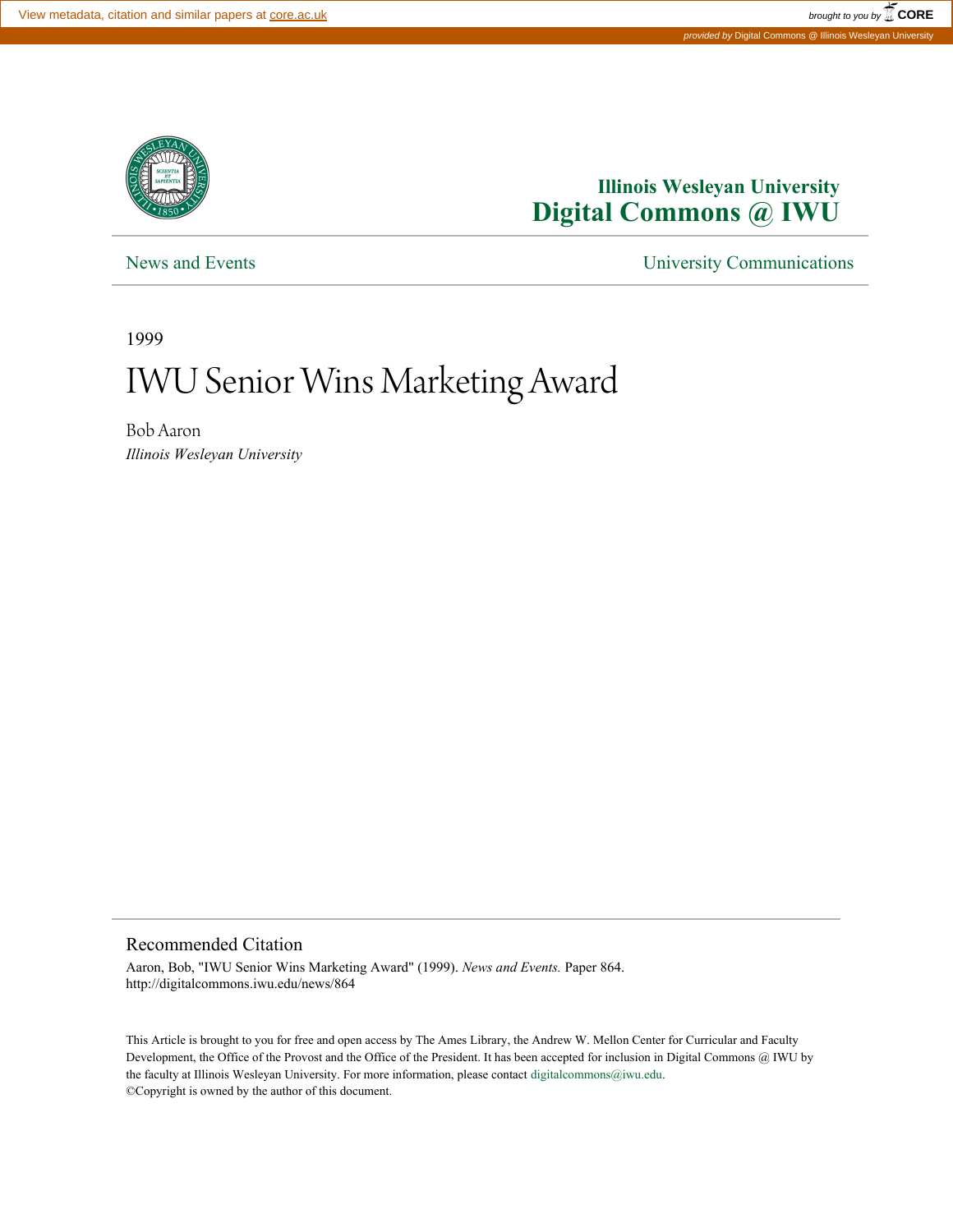Illinois Wesleyan University
Digital Commons @ IWU

News and Events | University Communications

1999

# IWU Senior Wins Marketing Award

Bob Aaron
*Illinois Wesleyan University*

## Recommended Citation

Aaron, Bob, "IWU Senior Wins Marketing Award" (1999). *News and Events.* Paper 864.
http://digitalcommons.iwu.edu/news/864

This Article is brought to you for free and open access by The Ames Library, the Andrew W. Mellon Center for Curricular and Faculty Development, the Office of the Provost and the Office of the President. It has been accepted for inclusion in Digital Commons @ IWU by the faculty at Illinois Wesleyan University. For more information, please contact digitalcommons@iwu.edu.
©Copyright is owned by the author of this document.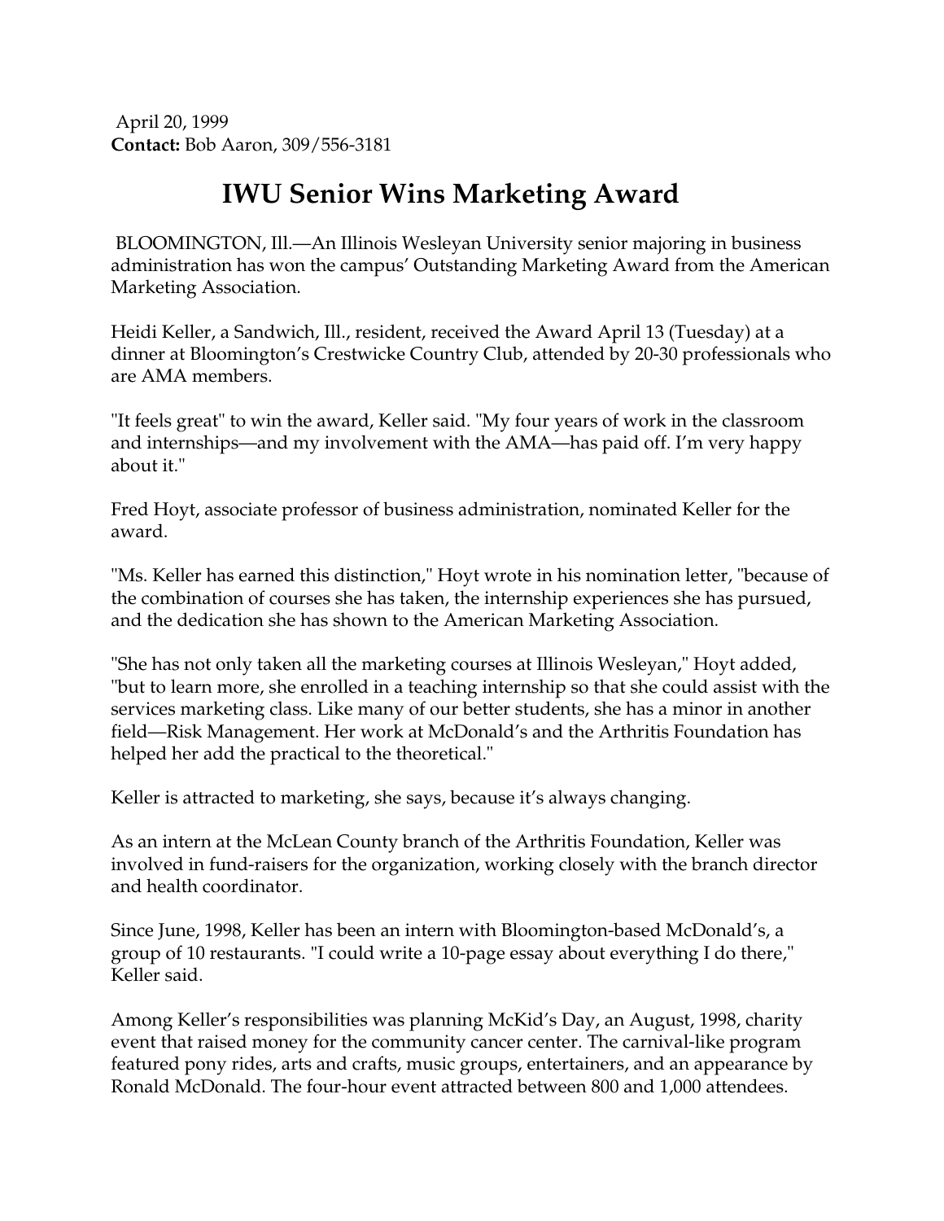April 20, 1999
**Contact:** Bob Aaron, 309/556-3181

# IWU Senior Wins Marketing Award

BLOOMINGTON, Ill.—An Illinois Wesleyan University senior majoring in business administration has won the campus' Outstanding Marketing Award from the American Marketing Association.

Heidi Keller, a Sandwich, Ill., resident, received the Award April 13 (Tuesday) at a dinner at Bloomington's Crestwicke Country Club, attended by 20-30 professionals who are AMA members.

"It feels great" to win the award, Keller said. "My four years of work in the classroom and internships—and my involvement with the AMA—has paid off. I'm very happy about it."

Fred Hoyt, associate professor of business administration, nominated Keller for the award.

"Ms. Keller has earned this distinction," Hoyt wrote in his nomination letter, "because of the combination of courses she has taken, the internship experiences she has pursued, and the dedication she has shown to the American Marketing Association.

"She has not only taken all the marketing courses at Illinois Wesleyan," Hoyt added, "but to learn more, she enrolled in a teaching internship so that she could assist with the services marketing class. Like many of our better students, she has a minor in another field—Risk Management. Her work at McDonald's and the Arthritis Foundation has helped her add the practical to the theoretical."

Keller is attracted to marketing, she says, because it's always changing.

As an intern at the McLean County branch of the Arthritis Foundation, Keller was involved in fund-raisers for the organization, working closely with the branch director and health coordinator.

Since June, 1998, Keller has been an intern with Bloomington-based McDonald's, a group of 10 restaurants. "I could write a 10-page essay about everything I do there," Keller said.

Among Keller's responsibilities was planning McKid's Day, an August, 1998, charity event that raised money for the community cancer center. The carnival-like program featured pony rides, arts and crafts, music groups, entertainers, and an appearance by Ronald McDonald. The four-hour event attracted between 800 and 1,000 attendees.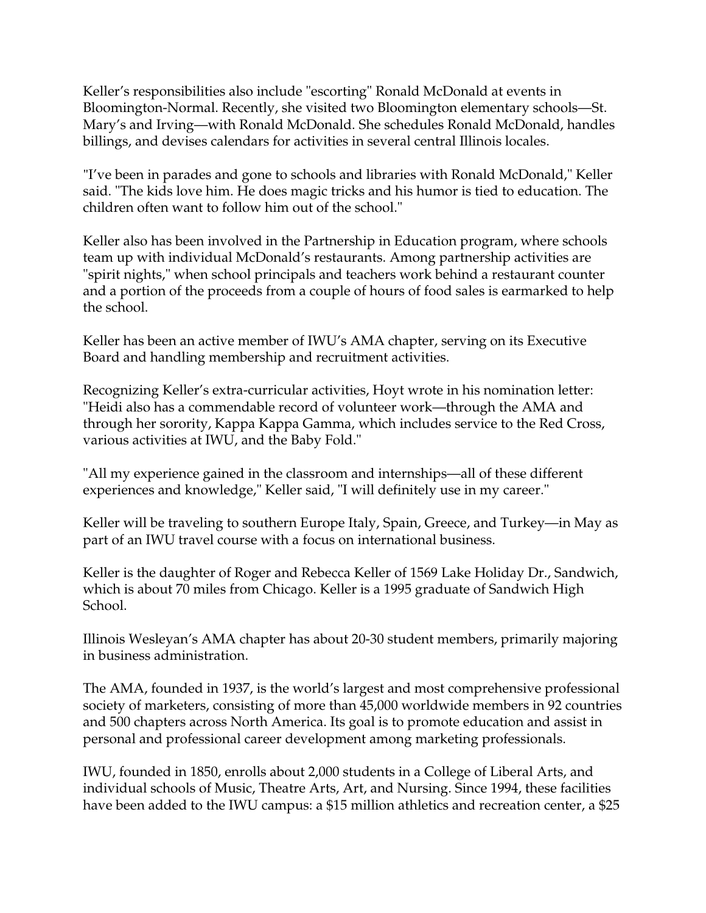Keller's responsibilities also include "escorting" Ronald McDonald at events in Bloomington-Normal. Recently, she visited two Bloomington elementary schools—St. Mary's and Irving—with Ronald McDonald. She schedules Ronald McDonald, handles billings, and devises calendars for activities in several central Illinois locales.

"I've been in parades and gone to schools and libraries with Ronald McDonald," Keller said. "The kids love him. He does magic tricks and his humor is tied to education. The children often want to follow him out of the school."

Keller also has been involved in the Partnership in Education program, where schools team up with individual McDonald's restaurants. Among partnership activities are "spirit nights," when school principals and teachers work behind a restaurant counter and a portion of the proceeds from a couple of hours of food sales is earmarked to help the school.

Keller has been an active member of IWU's AMA chapter, serving on its Executive Board and handling membership and recruitment activities.

Recognizing Keller's extra-curricular activities, Hoyt wrote in his nomination letter: "Heidi also has a commendable record of volunteer work—through the AMA and through her sorority, Kappa Kappa Gamma, which includes service to the Red Cross, various activities at IWU, and the Baby Fold."

"All my experience gained in the classroom and internships—all of these different experiences and knowledge," Keller said, "I will definitely use in my career."

Keller will be traveling to southern Europe Italy, Spain, Greece, and Turkey—in May as part of an IWU travel course with a focus on international business.

Keller is the daughter of Roger and Rebecca Keller of 1569 Lake Holiday Dr., Sandwich, which is about 70 miles from Chicago. Keller is a 1995 graduate of Sandwich High School.

Illinois Wesleyan's AMA chapter has about 20-30 student members, primarily majoring in business administration.

The AMA, founded in 1937, is the world's largest and most comprehensive professional society of marketers, consisting of more than 45,000 worldwide members in 92 countries and 500 chapters across North America. Its goal is to promote education and assist in personal and professional career development among marketing professionals.

IWU, founded in 1850, enrolls about 2,000 students in a College of Liberal Arts, and individual schools of Music, Theatre Arts, Art, and Nursing. Since 1994, these facilities have been added to the IWU campus: a $15 million athletics and recreation center, a $25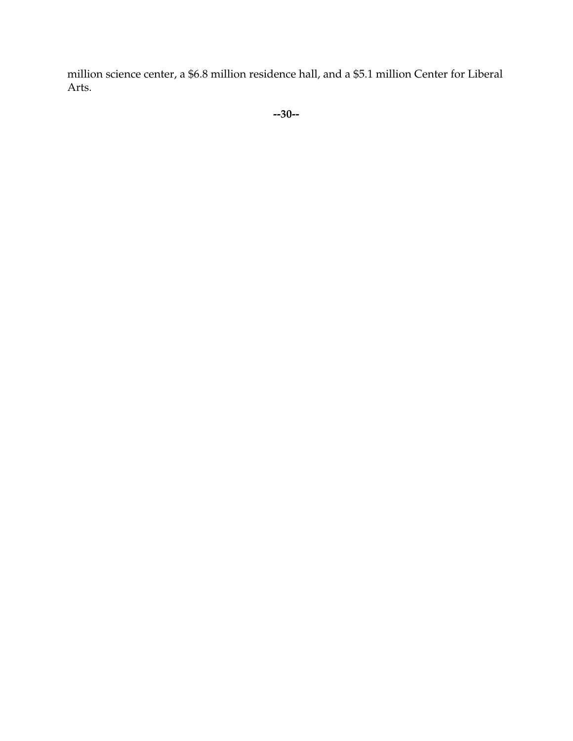million science center, a $6.8 million residence hall, and a $5.1 million Center for Liberal Arts.

**--30--**